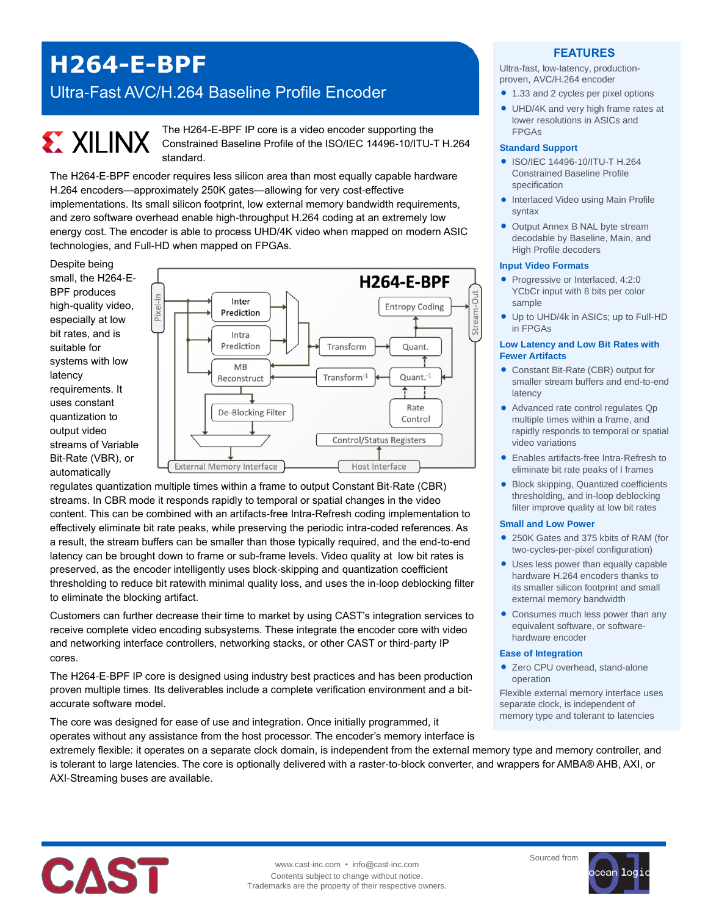# H264-E-BPF

## Ultra-Fast AVC/H.264 Baseline Profile Encoder

XILINX

The H264-E-BPF IP core is a video encoder supporting the Constrained Baseline Profile of the ISO/IEC 14496-10/ITU-T H.264 standard.

The H264-E-BPF encoder requires less silicon area than most equally capable hardware H.264 encoders—approximately 250K gates—allowing for very cost-effective implementations. Its small silicon footprint, low external memory bandwidth requirements, and zero software overhead enable high-throughput H.264 coding at an extremely low energy cost. The encoder is able to process UHD/4K video when mapped on modern ASIC technologies, and Full-HD when mapped on FPGAs.

Despite being small, the H264-E-BPF produces high-quality video, especially at low bit rates, and is suitable for systems with low latency requirements. It uses constant quantization to output video streams of Variable Bit-Rate (VBR), or automatically regulates quantization multiple times within a frame to output Constant Bit-Rate (CBR) streams. In CBR mode it responds rapidly to temporal or spatial changes in the video content. This can be combined with an artifacts-free Intra-Refresh coding implementation to effectively eliminate bit rate peaks, while preserving the periodic intra-coded references. As a result, the stream buffers can be smaller than those typically required, and the end-to-end latency can be brought down to frame or sub-frame levels. Video quality at low bit rates is preserved, as the encoder intelligently uses block-skipping and quantization coefficient thresholding to reduce bit ratewith minimal quality loss, and uses the in-loop deblocking filter to eliminate the blocking artifact.

Customers can further decrease their time to market by using CAST's integration services to receive complete video encoding subsystems. These integrate the encoder core with video and networking interface controllers, networking stacks, or other CAST or third-party IP cores.

The H264-E-BPF IP core is designed using industry best practices and has been production proven multiple times. Its deliverables include a complete verification environment and a bit-accurate software model.

The core was designed for ease of use and integration. Once initially programmed, it operates without any assistance from the host processor. The encoder's memory interface is extremely flexible: it operates on a separate clock domain, is independent from the external memory type and memory controller, and is tolerant to large latencies. The core is optionally delivered with a raster-to-block converter, and wrappers for AMBA® AHB, AXI, or AXI-Streaming buses are available.

## FEATURES

Ultra-fast, low-latency, production-proven, AVC/H.264 encoder

- 1.33 and 2 cycles per pixel options
- UHD/4K and very high frame rates at lower resolutions in ASICs and FPGAs

### Standard Support

- ISO/IEC 14496-10/ITU-T H.264 Constrained Baseline Profile specification
- Interlaced Video using Main Profile syntax
- Output Annex B NAL byte stream decodable by Baseline, Main, and High Profile decoders

### Input Video Formats

- Progressive or Interlaced, 4:2:0 YCbCr input with 8 bits per color sample
- Up to UHD/4k in ASICs; up to Full-HD in FPGAs

### Low Latency and Low Bit Rates with Fewer Artifacts

- Constant Bit-Rate (CBR) output for smaller stream buffers and end-to-end latency
- Advanced rate control regulates Qp multiple times within a frame, and rapidly responds to temporal or spatial video variations
- Enables artifacts-free Intra-Refresh to eliminate bit rate peaks of I frames
- Block skipping, Quantized coefficients thresholding, and in-loop deblocking filter improve quality at low bit rates

### Small and Low Power

- 250K Gates and 375 kbits of RAM (for two-cycles-per-pixel configuration)
- Uses less power than equally capable hardware H.264 encoders thanks to its smaller silicon footprint and small external memory bandwidth
- Consumes much less power than any equivalent software, or software-hardware encoder

### Ease of Integration

- Zero CPU overhead, stand-alone operation

Flexible external memory interface uses separate clock, is independent of memory type and tolerant to latencies

www.cast-inc.com • info@cast-inc.com
Contents subject to change without notice.
Trademarks are the property of their respective owners.

Sourced from ocean logic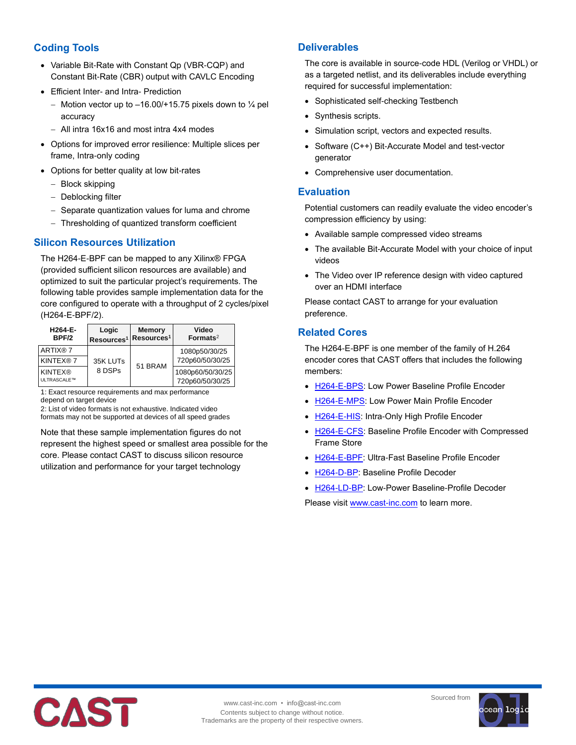## Coding Tools

- Variable Bit-Rate with Constant Qp (VBR-CQP) and Constant Bit-Rate (CBR) output with CAVLC Encoding
- Efficient Inter- and Intra- Prediction
  - Motion vector up to –16.00/+15.75 pixels down to ¼ pel accuracy
  - All intra 16x16 and most intra 4x4 modes
- Options for improved error resilience: Multiple slices per frame, Intra-only coding
- Options for better quality at low bit-rates
  - Block skipping
  - Deblocking filter
  - Separate quantization values for luma and chrome
  - Thresholding of quantized transform coefficient

## Silicon Resources Utilization

The H264-E-BPF can be mapped to any Xilinx® FPGA (provided sufficient silicon resources are available) and optimized to suit the particular project's requirements. The following table provides sample implementation data for the core configured to operate with a throughput of 2 cycles/pixel (H264-E-BPF/2).

| H264-E-BPF/2 | Logic Resources[1] | Memory Resources[1] | Video Formats[2] |
|---|---|---|---|
| ARTIX® 7 | 35K LUTs 8 DSPs | 51 BRAM | 1080p50/30/25 720p60/50/30/25 |
| KINTEX® 7 | | | |
| KINTEX® ULTRASCALE™ | | | 1080p60/50/30/25 720p60/50/30/25 |

1: Exact resource requirements and max performance depend on target device
2: List of video formats is not exhaustive. Indicated video formats may not be supported at devices of all speed grades

Note that these sample implementation figures do not represent the highest speed or smallest area possible for the core. Please contact CAST to discuss silicon resource utilization and performance for your target technology

## Deliverables

The core is available in source-code HDL (Verilog or VHDL) or as a targeted netlist, and its deliverables include everything required for successful implementation:

- Sophisticated self-checking Testbench
- Synthesis scripts.
- Simulation script, vectors and expected results.
- Software (C++) Bit-Accurate Model and test-vector generator
- Comprehensive user documentation.

## Evaluation

Potential customers can readily evaluate the video encoder's compression efficiency by using:

- Available sample compressed video streams
- The available Bit-Accurate Model with your choice of input videos
- The Video over IP reference design with video captured over an HDMI interface

Please contact CAST to arrange for your evaluation preference.

## Related Cores

The H264-E-BPF is one member of the family of H.264 encoder cores that CAST offers that includes the following members:

- H264-E-BPS: Low Power Baseline Profile Encoder
- H264-E-MPS: Low Power Main Profile Encoder
- H264-E-HIS: Intra-Only High Profile Encoder
- H264-E-CFS: Baseline Profile Encoder with Compressed Frame Store
- H264-E-BPF: Ultra-Fast Baseline Profile Encoder
- H264-D-BP: Baseline Profile Decoder
- H264-LD-BP: Low-Power Baseline-Profile Decoder

Please visit www.cast-inc.com to learn more.

www.cast-inc.com • info@cast-inc.com
Contents subject to change without notice.
Trademarks are the property of their respective owners.

Sourced from ocean logic